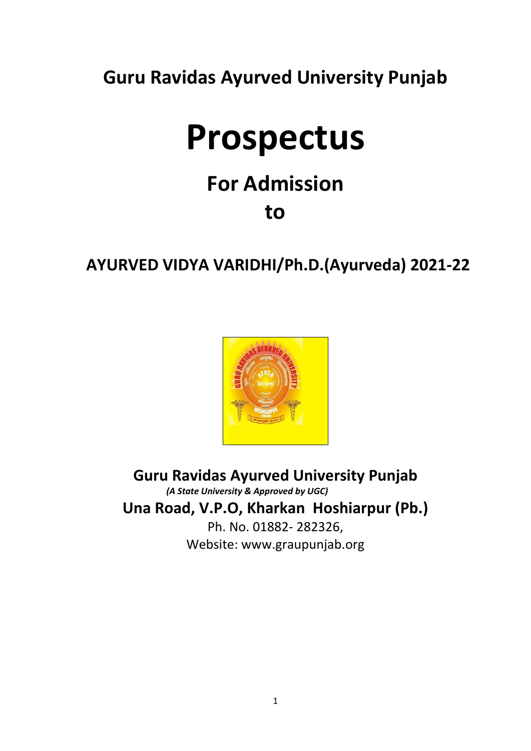# Guru Ravidas Ayurved University Punjab

# Prospectus

## For Admission

## to

## AYURVED VIDYA VARIDHI/Ph.D.(Ayurveda) 2021-22

**Guru Ravidas Ayurved University Punjab**

***(A State University & Approved by UGC)***

**Una Road, V.P.O, Kharkan Hoshiarpur (Pb.)**

Ph. No. 01882- 282326,

Website: www.graupunjab.org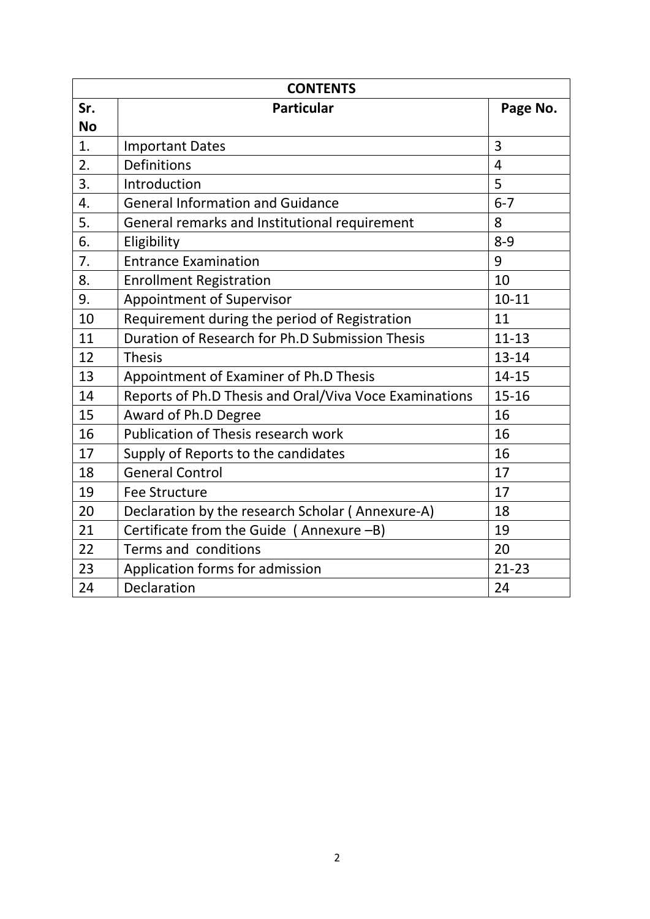| CONTENTS | | |
|---|---|---|
| **Sr. No** | **Particular** | **Page No.** |
| 1. | Important Dates | 3 |
| 2. | Definitions | 4 |
| 3. | Introduction | 5 |
| 4. | General Information and Guidance | 6-7 |
| 5. | General remarks and Institutional requirement | 8 |
| 6. | Eligibility | 8-9 |
| 7. | Entrance Examination | 9 |
| 8. | Enrollment Registration | 10 |
| 9. | Appointment of Supervisor | 10-11 |
| 10 | Requirement during the period of Registration | 11 |
| 11 | Duration of Research for Ph.D Submission Thesis | 11-13 |
| 12 | Thesis | 13-14 |
| 13 | Appointment of Examiner of Ph.D Thesis | 14-15 |
| 14 | Reports of Ph.D Thesis and Oral/Viva Voce Examinations | 15-16 |
| 15 | Award of Ph.D Degree | 16 |
| 16 | Publication of Thesis research work | 16 |
| 17 | Supply of Reports to the candidates | 16 |
| 18 | General Control | 17 |
| 19 | Fee Structure | 17 |
| 20 | Declaration by the research Scholar ( Annexure-A) | 18 |
| 21 | Certificate from the Guide ( Annexure –B) | 19 |
| 22 | Terms and conditions | 20 |
| 23 | Application forms for admission | 21-23 |
| 24 | Declaration | 24 |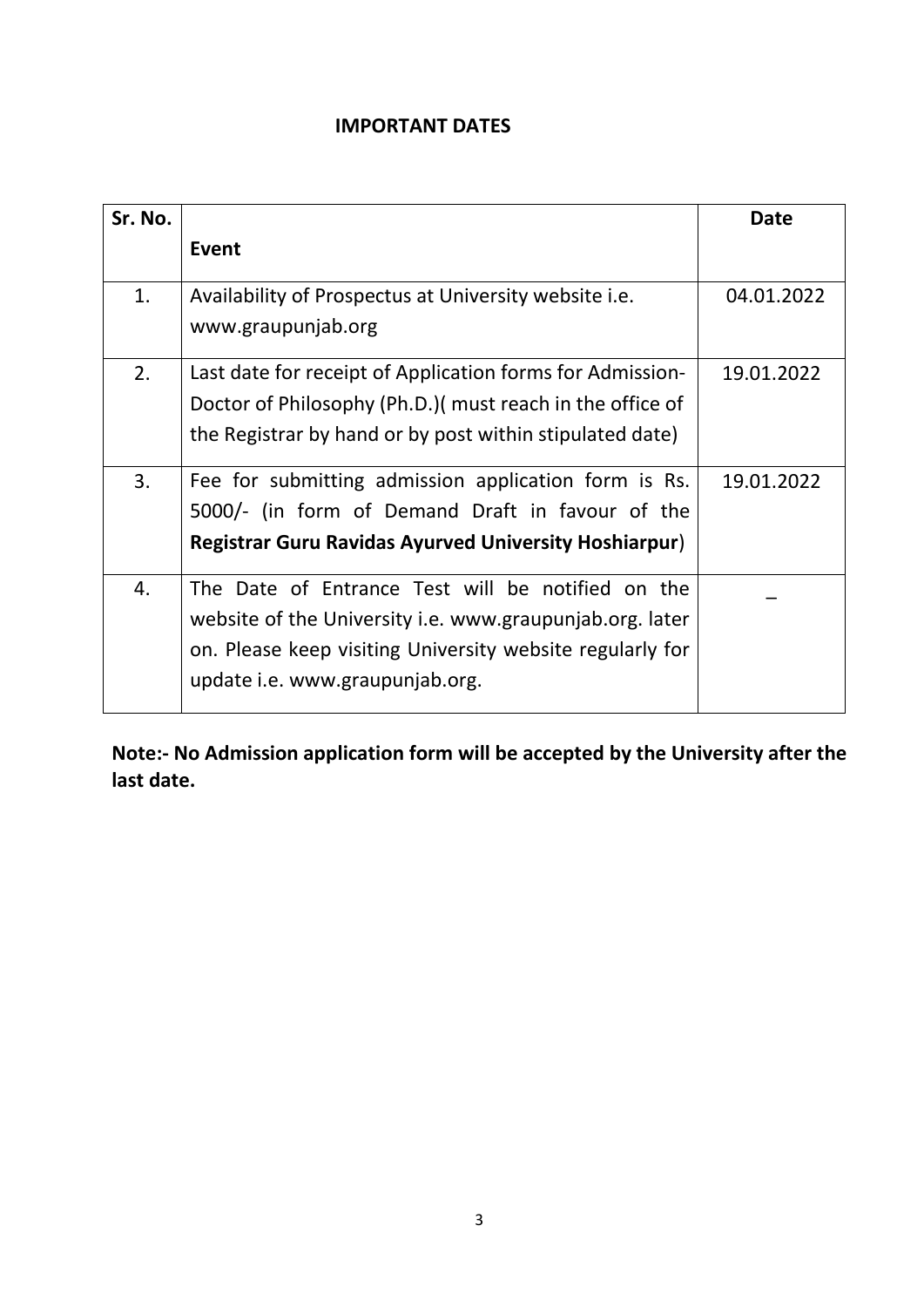## IMPORTANT DATES

| Sr. No. | Event | Date |
|---|---|---|
| 1. | Availability of Prospectus at University website i.e. www.graupunjab.org | 04.01.2022 |
| 2. | Last date for receipt of Application forms for Admission-Doctor of Philosophy (Ph.D.)( must reach in the office of the Registrar by hand or by post within stipulated date) | 19.01.2022 |
| 3. | Fee for submitting admission application form is Rs. 5000/- (in form of Demand Draft in favour of the **Registrar Guru Ravidas Ayurved University Hoshiarpur**) | 19.01.2022 |
| 4. | The Date of Entrance Test will be notified on the website of the University i.e. www.graupunjab.org. later on. Please keep visiting University website regularly for update i.e. www.graupunjab.org. | _ |

**Note:- No Admission application form will be accepted by the University after the last date.**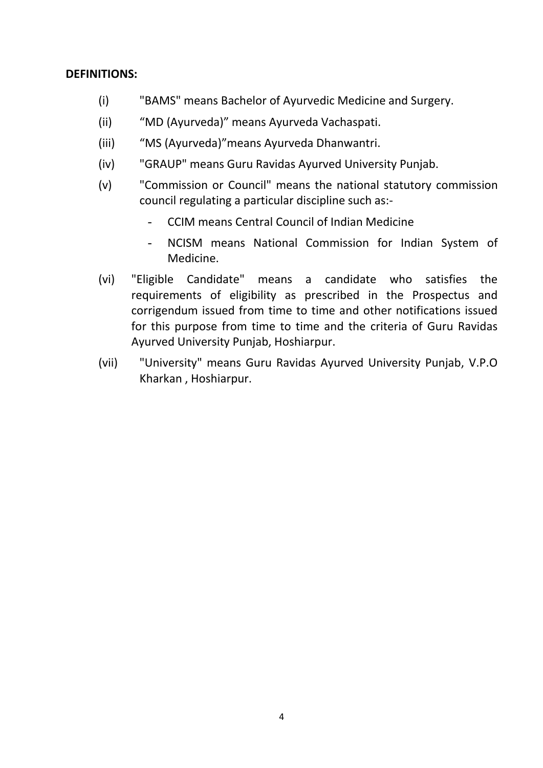**DEFINITIONS:**

(i) "BAMS" means Bachelor of Ayurvedic Medicine and Surgery.

(ii) “MD (Ayurveda)” means Ayurveda Vachaspati.

(iii) “MS (Ayurveda)”means Ayurveda Dhanwantri.

(iv) "GRAUP" means Guru Ravidas Ayurved University Punjab.

(v) "Commission or Council" means the national statutory commission council regulating a particular discipline such as:-

- CCIM means Central Council of Indian Medicine
- NCISM means National Commission for Indian System of Medicine.

(vi) "Eligible Candidate" means a candidate who satisfies the requirements of eligibility as prescribed in the Prospectus and corrigendum issued from time to time and other notifications issued for this purpose from time to time and the criteria of Guru Ravidas Ayurved University Punjab, Hoshiarpur.

(vii) "University" means Guru Ravidas Ayurved University Punjab, V.P.O Kharkan , Hoshiarpur.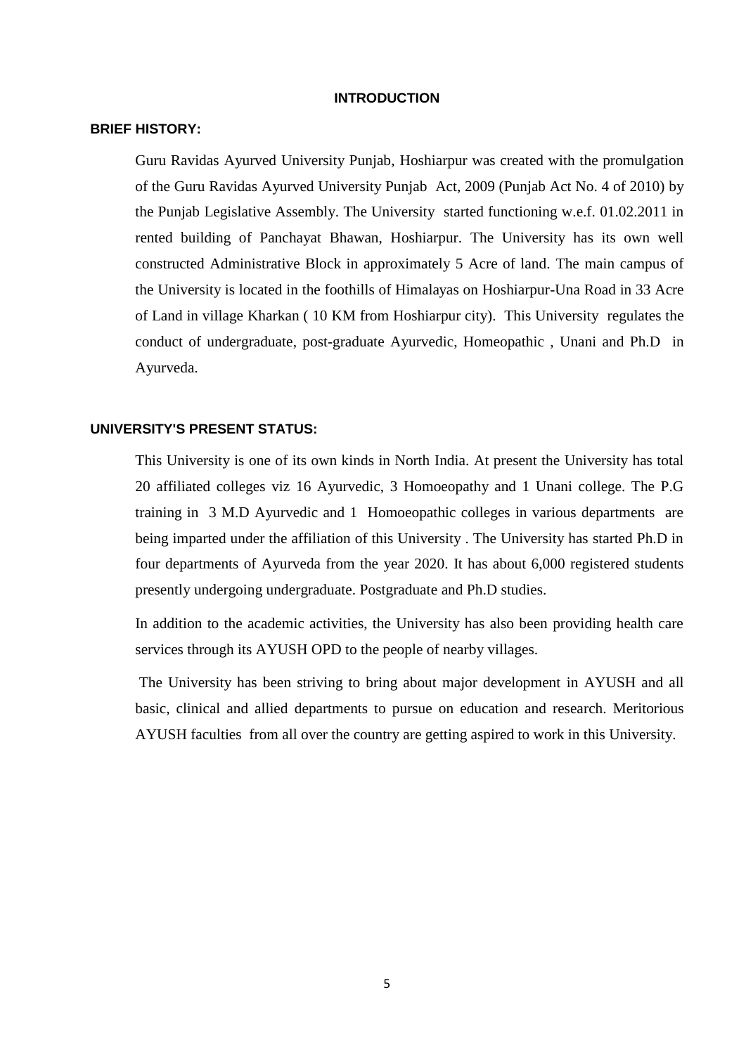# INTRODUCTION

## BRIEF HISTORY:

Guru Ravidas Ayurved University Punjab, Hoshiarpur was created with the promulgation of the Guru Ravidas Ayurved University Punjab Act, 2009 (Punjab Act No. 4 of 2010) by the Punjab Legislative Assembly. The University started functioning w.e.f. 01.02.2011 in rented building of Panchayat Bhawan, Hoshiarpur. The University has its own well constructed Administrative Block in approximately 5 Acre of land. The main campus of the University is located in the foothills of Himalayas on Hoshiarpur-Una Road in 33 Acre of Land in village Kharkan ( 10 KM from Hoshiarpur city). This University regulates the conduct of undergraduate, post-graduate Ayurvedic, Homeopathic , Unani and Ph.D in Ayurveda.

## UNIVERSITY'S PRESENT STATUS:

This University is one of its own kinds in North India. At present the University has total 20 affiliated colleges viz 16 Ayurvedic, 3 Homoeopathy and 1 Unani college. The P.G training in 3 M.D Ayurvedic and 1 Homoeopathic colleges in various departments are being imparted under the affiliation of this University . The University has started Ph.D in four departments of Ayurveda from the year 2020. It has about 6,000 registered students presently undergoing undergraduate. Postgraduate and Ph.D studies.

In addition to the academic activities, the University has also been providing health care services through its AYUSH OPD to the people of nearby villages.

The University has been striving to bring about major development in AYUSH and all basic, clinical and allied departments to pursue on education and research. Meritorious AYUSH faculties from all over the country are getting aspired to work in this University.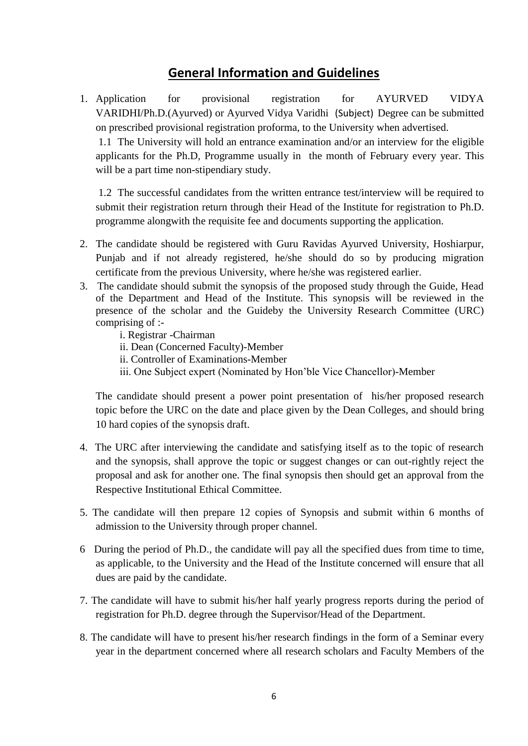## General Information and Guidelines

1. Application for provisional registration for AYURVED VIDYA VARIDHI/Ph.D.(Ayurved) or Ayurved Vidya Varidhi (Subject) Degree can be submitted on prescribed provisional registration proforma, to the University when advertised.

   1.1 The University will hold an entrance examination and/or an interview for the eligible applicants for the Ph.D, Programme usually in the month of February every year. This will be a part time non-stipendiary study.

   1.2 The successful candidates from the written entrance test/interview will be required to submit their registration return through their Head of the Institute for registration to Ph.D. programme alongwith the requisite fee and documents supporting the application.

2. The candidate should be registered with Guru Ravidas Ayurved University, Hoshiarpur, Punjab and if not already registered, he/she should do so by producing migration certificate from the previous University, where he/she was registered earlier.

3. The candidate should submit the synopsis of the proposed study through the Guide, Head of the Department and Head of the Institute. This synopsis will be reviewed in the presence of the scholar and the Guideby the University Research Committee (URC) comprising of :-

   i. Registrar -Chairman
   ii. Dean (Concerned Faculty)-Member
   ii. Controller of Examinations-Member
   iii. One Subject expert (Nominated by Hon'ble Vice Chancellor)-Member

   The candidate should present a power point presentation of his/her proposed research topic before the URC on the date and place given by the Dean Colleges, and should bring 10 hard copies of the synopsis draft.

4. The URC after interviewing the candidate and satisfying itself as to the topic of research and the synopsis, shall approve the topic or suggest changes or can out-rightly reject the proposal and ask for another one. The final synopsis then should get an approval from the Respective Institutional Ethical Committee.

5. The candidate will then prepare 12 copies of Synopsis and submit within 6 months of admission to the University through proper channel.

6. During the period of Ph.D., the candidate will pay all the specified dues from time to time, as applicable, to the University and the Head of the Institute concerned will ensure that all dues are paid by the candidate.

7. The candidate will have to submit his/her half yearly progress reports during the period of registration for Ph.D. degree through the Supervisor/Head of the Department.

8. The candidate will have to present his/her research findings in the form of a Seminar every year in the department concerned where all research scholars and Faculty Members of the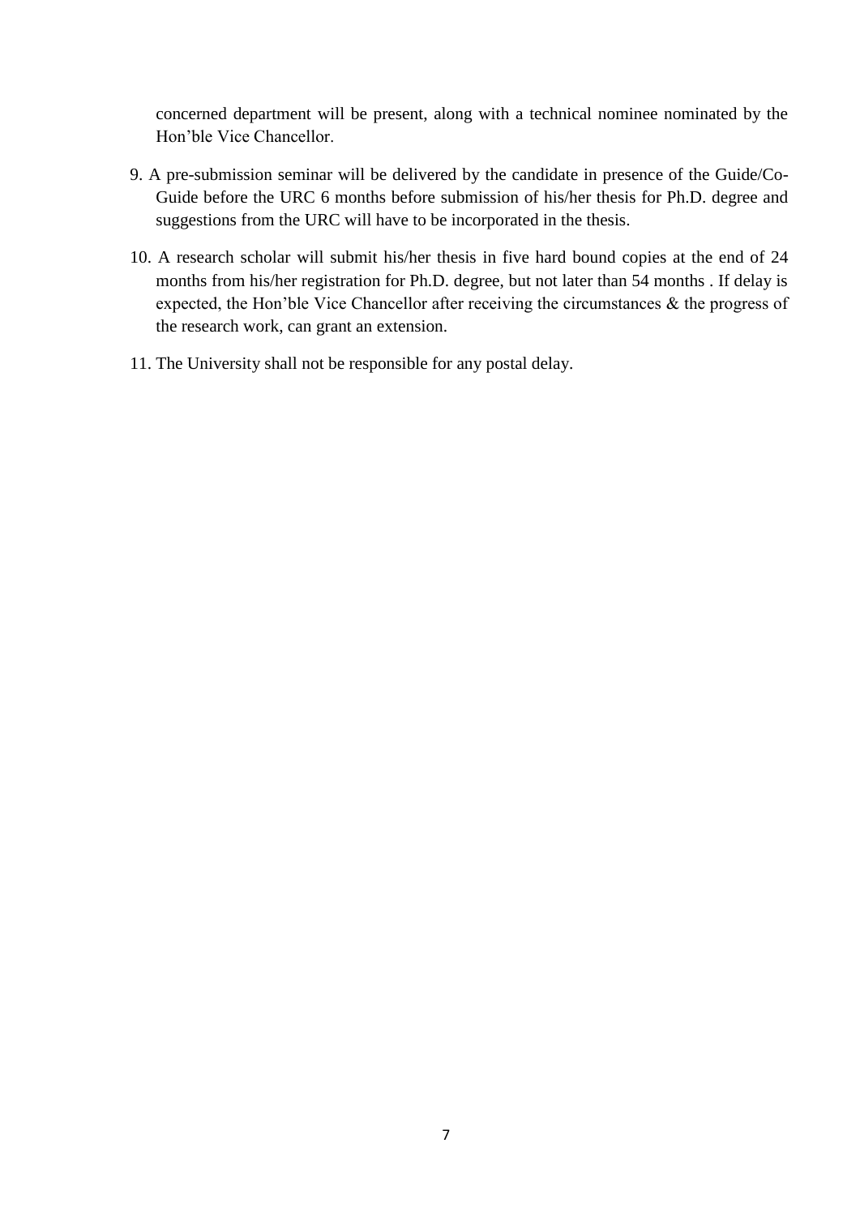concerned department will be present, along with a technical nominee nominated by the Hon'ble Vice Chancellor.

9. A pre-submission seminar will be delivered by the candidate in presence of the Guide/Co-Guide before the URC 6 months before submission of his/her thesis for Ph.D. degree and suggestions from the URC will have to be incorporated in the thesis.

10. A research scholar will submit his/her thesis in five hard bound copies at the end of 24 months from his/her registration for Ph.D. degree, but not later than 54 months . If delay is expected, the Hon'ble Vice Chancellor after receiving the circumstances & the progress of the research work, can grant an extension.

11. The University shall not be responsible for any postal delay.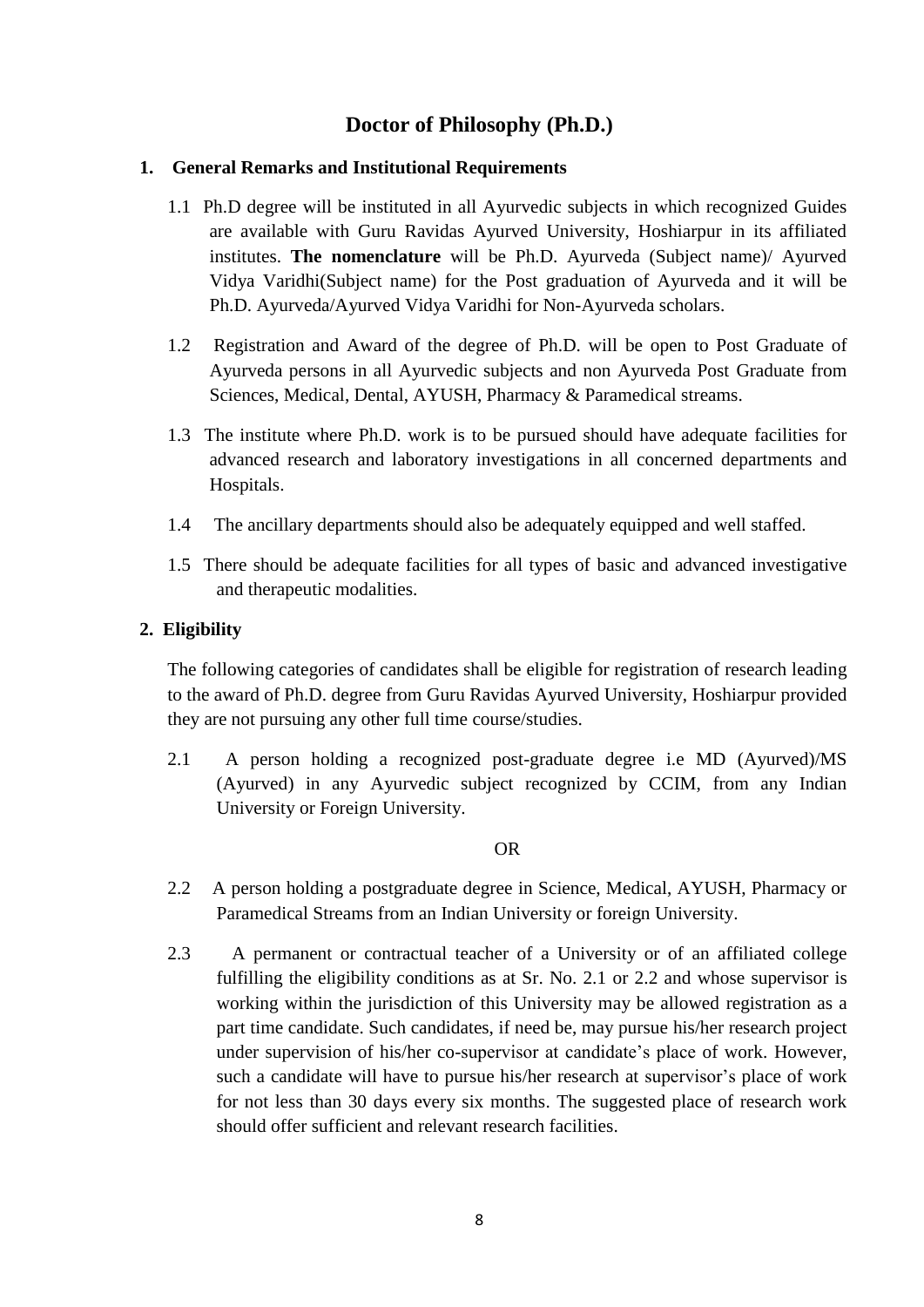# Doctor of Philosophy (Ph.D.)

## 1. General Remarks and Institutional Requirements

1.1 Ph.D degree will be instituted in all Ayurvedic subjects in which recognized Guides are available with Guru Ravidas Ayurved University, Hoshiarpur in its affiliated institutes. **The nomenclature** will be Ph.D. Ayurveda (Subject name)/ Ayurved Vidya Varidhi(Subject name) for the Post graduation of Ayurveda and it will be Ph.D. Ayurveda/Ayurved Vidya Varidhi for Non-Ayurveda scholars.

1.2 Registration and Award of the degree of Ph.D. will be open to Post Graduate of Ayurveda persons in all Ayurvedic subjects and non Ayurveda Post Graduate from Sciences, Medical, Dental, AYUSH, Pharmacy & Paramedical streams.

1.3 The institute where Ph.D. work is to be pursued should have adequate facilities for advanced research and laboratory investigations in all concerned departments and Hospitals.

1.4 The ancillary departments should also be adequately equipped and well staffed.

1.5 There should be adequate facilities for all types of basic and advanced investigative and therapeutic modalities.

## 2. Eligibility

The following categories of candidates shall be eligible for registration of research leading to the award of Ph.D. degree from Guru Ravidas Ayurved University, Hoshiarpur provided they are not pursuing any other full time course/studies.

2.1 A person holding a recognized post-graduate degree i.e MD (Ayurved)/MS (Ayurved) in any Ayurvedic subject recognized by CCIM, from any Indian University or Foreign University.

OR

2.2 A person holding a postgraduate degree in Science, Medical, AYUSH, Pharmacy or Paramedical Streams from an Indian University or foreign University.

2.3 A permanent or contractual teacher of a University or of an affiliated college fulfilling the eligibility conditions as at Sr. No. 2.1 or 2.2 and whose supervisor is working within the jurisdiction of this University may be allowed registration as a part time candidate. Such candidates, if need be, may pursue his/her research project under supervision of his/her co-supervisor at candidate's place of work. However, such a candidate will have to pursue his/her research at supervisor's place of work for not less than 30 days every six months. The suggested place of research work should offer sufficient and relevant research facilities.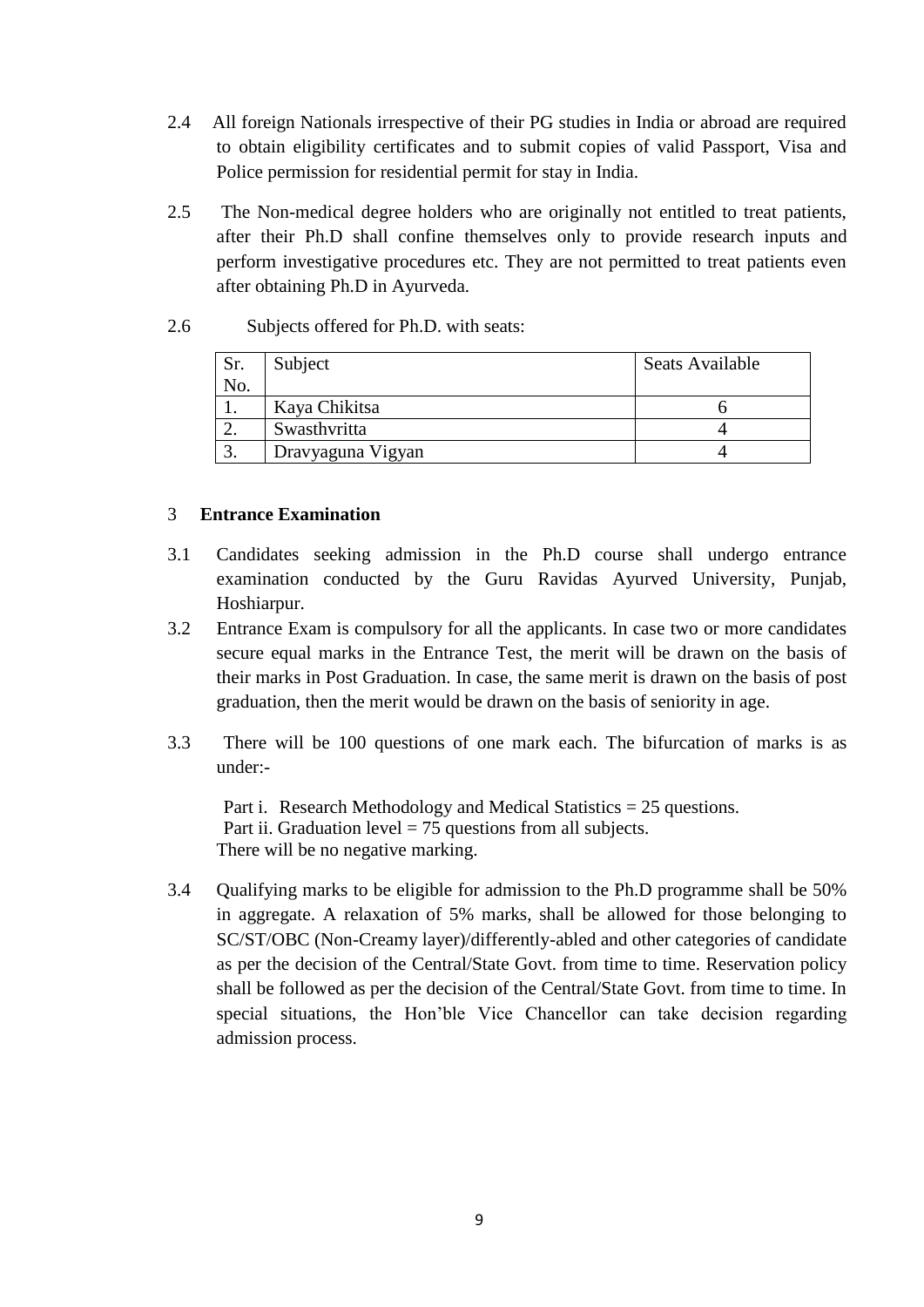2.4 All foreign Nationals irrespective of their PG studies in India or abroad are required to obtain eligibility certificates and to submit copies of valid Passport, Visa and Police permission for residential permit for stay in India.

2.5 The Non-medical degree holders who are originally not entitled to treat patients, after their Ph.D shall confine themselves only to provide research inputs and perform investigative procedures etc. They are not permitted to treat patients even after obtaining Ph.D in Ayurveda.

2.6 Subjects offered for Ph.D. with seats:

| Sr. No. | Subject | Seats Available |
|---|---|---|
| 1. | Kaya Chikitsa | 6 |
| 2. | Swasthvritta | 4 |
| 3. | Dravyaguna Vigyan | 4 |

## 3 Entrance Examination

3.1 Candidates seeking admission in the Ph.D course shall undergo entrance examination conducted by the Guru Ravidas Ayurved University, Punjab, Hoshiarpur.

3.2 Entrance Exam is compulsory for all the applicants. In case two or more candidates secure equal marks in the Entrance Test, the merit will be drawn on the basis of their marks in Post Graduation. In case, the same merit is drawn on the basis of post graduation, then the merit would be drawn on the basis of seniority in age.

3.3 There will be 100 questions of one mark each. The bifurcation of marks is as under:-

Part i. Research Methodology and Medical Statistics = 25 questions.
Part ii. Graduation level = 75 questions from all subjects.
There will be no negative marking.

3.4 Qualifying marks to be eligible for admission to the Ph.D programme shall be 50% in aggregate. A relaxation of 5% marks, shall be allowed for those belonging to SC/ST/OBC (Non-Creamy layer)/differently-abled and other categories of candidate as per the decision of the Central/State Govt. from time to time. Reservation policy shall be followed as per the decision of the Central/State Govt. from time to time. In special situations, the Hon'ble Vice Chancellor can take decision regarding admission process.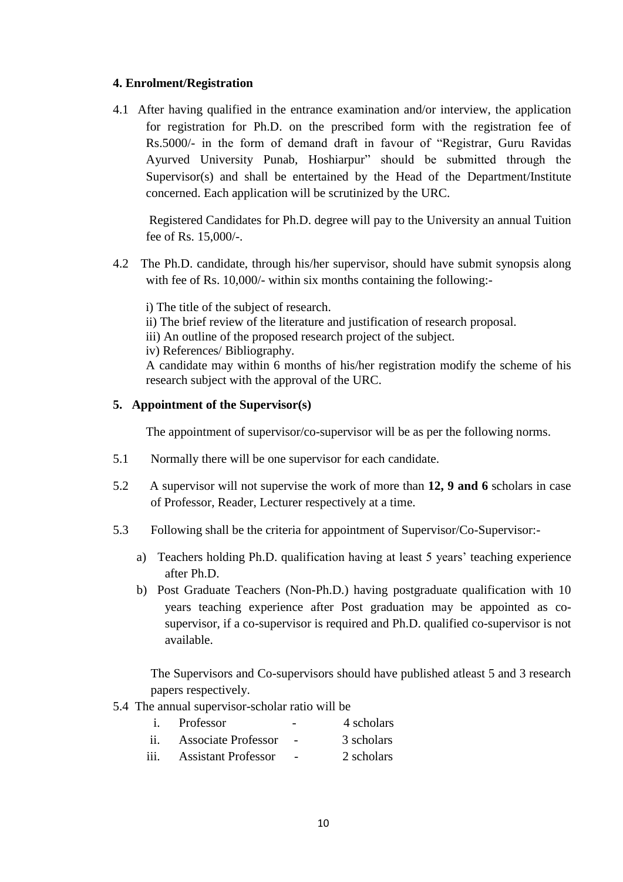**4. Enrolment/Registration**

4.1 After having qualified in the entrance examination and/or interview, the application for registration for Ph.D. on the prescribed form with the registration fee of Rs.5000/- in the form of demand draft in favour of "Registrar, Guru Ravidas Ayurved University Punab, Hoshiarpur" should be submitted through the Supervisor(s) and shall be entertained by the Head of the Department/Institute concerned. Each application will be scrutinized by the URC.

Registered Candidates for Ph.D. degree will pay to the University an annual Tuition fee of Rs. 15,000/-.

4.2 The Ph.D. candidate, through his/her supervisor, should have submit synopsis along with fee of Rs. 10,000/- within six months containing the following:-

i) The title of the subject of research.
ii) The brief review of the literature and justification of research proposal.
iii) An outline of the proposed research project of the subject.
iv) References/ Bibliography.

A candidate may within 6 months of his/her registration modify the scheme of his research subject with the approval of the URC.

**5. Appointment of the Supervisor(s)**

The appointment of supervisor/co-supervisor will be as per the following norms.

5.1 Normally there will be one supervisor for each candidate.

5.2 A supervisor will not supervise the work of more than **12, 9 and 6** scholars in case of Professor, Reader, Lecturer respectively at a time.

5.3 Following shall be the criteria for appointment of Supervisor/Co-Supervisor:-

a) Teachers holding Ph.D. qualification having at least 5 years' teaching experience after Ph.D.

b) Post Graduate Teachers (Non-Ph.D.) having postgraduate qualification with 10 years teaching experience after Post graduation may be appointed as co-supervisor, if a co-supervisor is required and Ph.D. qualified co-supervisor is not available.

The Supervisors and Co-supervisors should have published atleast 5 and 3 research papers respectively.

5.4 The annual supervisor-scholar ratio will be

i. Professor - 4 scholars
ii. Associate Professor - 3 scholars
iii. Assistant Professor - 2 scholars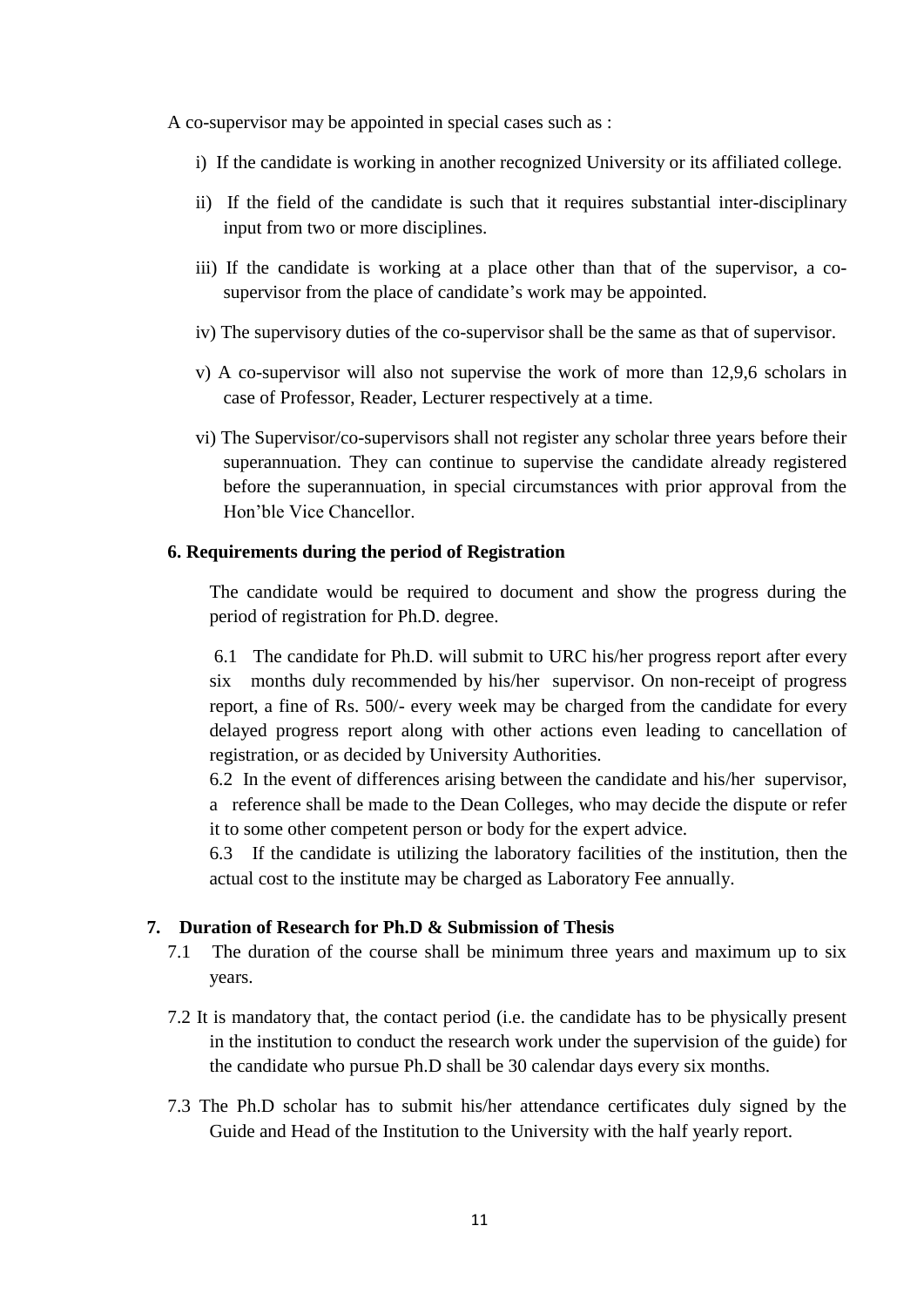A co-supervisor may be appointed in special cases such as :

i) If the candidate is working in another recognized University or its affiliated college.

ii) If the field of the candidate is such that it requires substantial inter-disciplinary input from two or more disciplines.

iii) If the candidate is working at a place other than that of the supervisor, a co-supervisor from the place of candidate's work may be appointed.

iv) The supervisory duties of the co-supervisor shall be the same as that of supervisor.

v) A co-supervisor will also not supervise the work of more than 12,9,6 scholars in case of Professor, Reader, Lecturer respectively at a time.

vi) The Supervisor/co-supervisors shall not register any scholar three years before their superannuation. They can continue to supervise the candidate already registered before the superannuation, in special circumstances with prior approval from the Hon'ble Vice Chancellor.

### 6. Requirements during the period of Registration

The candidate would be required to document and show the progress during the period of registration for Ph.D. degree.

6.1 The candidate for Ph.D. will submit to URC his/her progress report after every six months duly recommended by his/her supervisor. On non-receipt of progress report, a fine of Rs. 500/- every week may be charged from the candidate for every delayed progress report along with other actions even leading to cancellation of registration, or as decided by University Authorities.

6.2 In the event of differences arising between the candidate and his/her supervisor, a reference shall be made to the Dean Colleges, who may decide the dispute or refer it to some other competent person or body for the expert advice.

6.3 If the candidate is utilizing the laboratory facilities of the institution, then the actual cost to the institute may be charged as Laboratory Fee annually.

### 7. Duration of Research for Ph.D & Submission of Thesis

7.1 The duration of the course shall be minimum three years and maximum up to six years.

7.2 It is mandatory that, the contact period (i.e. the candidate has to be physically present in the institution to conduct the research work under the supervision of the guide) for the candidate who pursue Ph.D shall be 30 calendar days every six months.

7.3 The Ph.D scholar has to submit his/her attendance certificates duly signed by the Guide and Head of the Institution to the University with the half yearly report.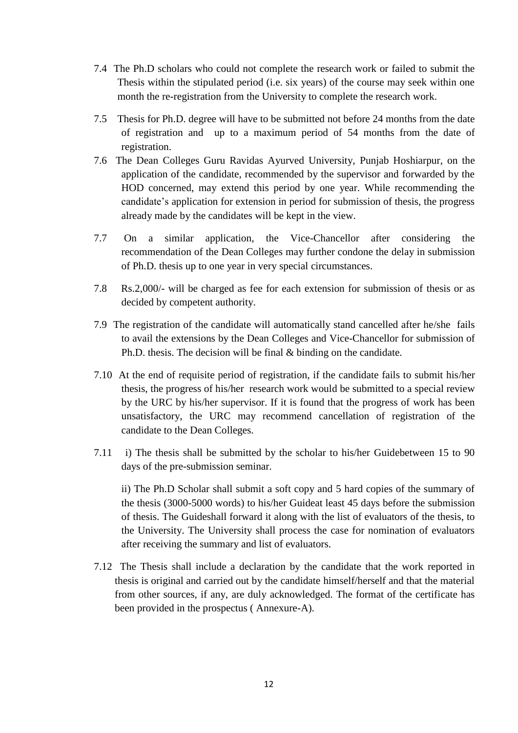7.4 The Ph.D scholars who could not complete the research work or failed to submit the Thesis within the stipulated period (i.e. six years) of the course may seek within one month the re-registration from the University to complete the research work.

7.5 Thesis for Ph.D. degree will have to be submitted not before 24 months from the date of registration and up to a maximum period of 54 months from the date of registration.

7.6 The Dean Colleges Guru Ravidas Ayurved University, Punjab Hoshiarpur, on the application of the candidate, recommended by the supervisor and forwarded by the HOD concerned, may extend this period by one year. While recommending the candidate's application for extension in period for submission of thesis, the progress already made by the candidates will be kept in the view.

7.7 On a similar application, the Vice-Chancellor after considering the recommendation of the Dean Colleges may further condone the delay in submission of Ph.D. thesis up to one year in very special circumstances.

7.8 Rs.2,000/- will be charged as fee for each extension for submission of thesis or as decided by competent authority.

7.9 The registration of the candidate will automatically stand cancelled after he/she fails to avail the extensions by the Dean Colleges and Vice-Chancellor for submission of Ph.D. thesis. The decision will be final & binding on the candidate.

7.10 At the end of requisite period of registration, if the candidate fails to submit his/her thesis, the progress of his/her research work would be submitted to a special review by the URC by his/her supervisor. If it is found that the progress of work has been unsatisfactory, the URC may recommend cancellation of registration of the candidate to the Dean Colleges.

7.11 i) The thesis shall be submitted by the scholar to his/her Guidebetween 15 to 90 days of the pre-submission seminar.

ii) The Ph.D Scholar shall submit a soft copy and 5 hard copies of the summary of the thesis (3000-5000 words) to his/her Guideat least 45 days before the submission of thesis. The Guideshall forward it along with the list of evaluators of the thesis, to the University. The University shall process the case for nomination of evaluators after receiving the summary and list of evaluators.

7.12 The Thesis shall include a declaration by the candidate that the work reported in thesis is original and carried out by the candidate himself/herself and that the material from other sources, if any, are duly acknowledged. The format of the certificate has been provided in the prospectus ( Annexure-A).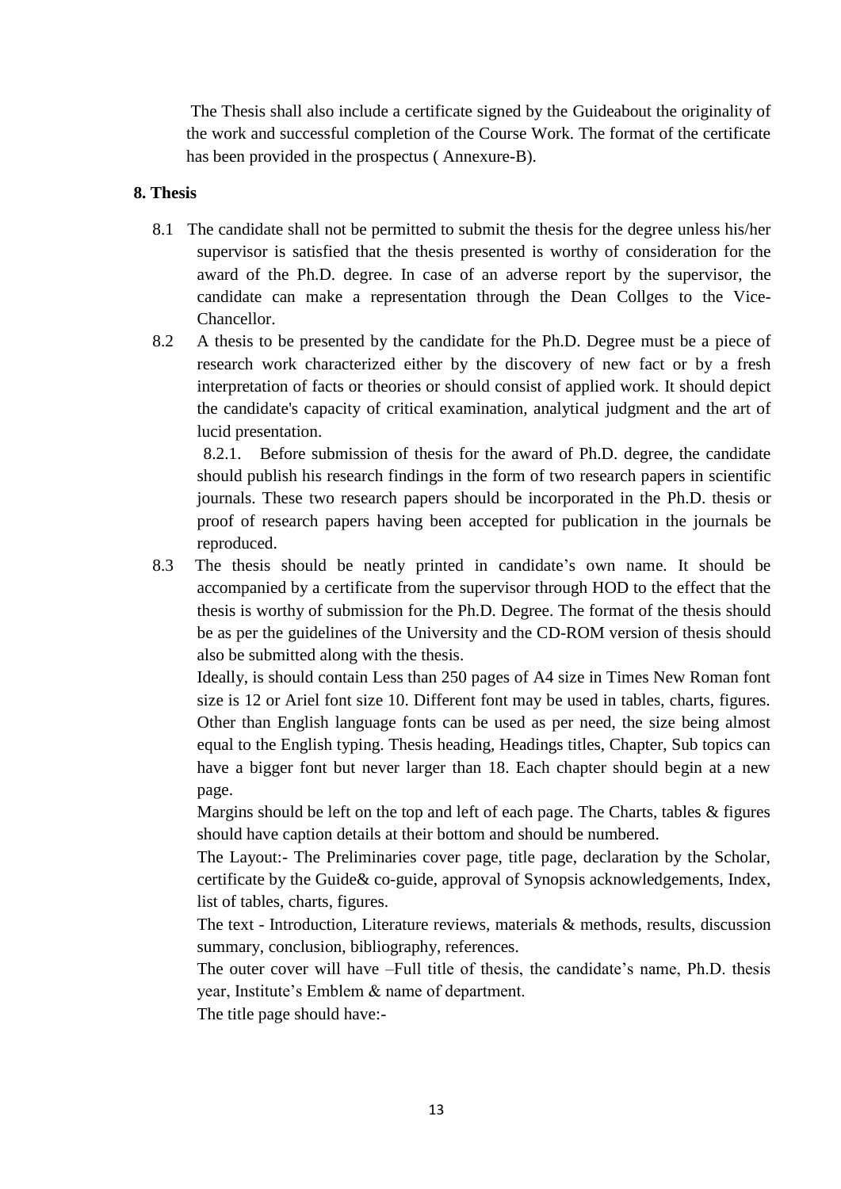The Thesis shall also include a certificate signed by the Guideabout the originality of the work and successful completion of the Course Work. The format of the certificate has been provided in the prospectus ( Annexure-B).

**8. Thesis**

8.1 The candidate shall not be permitted to submit the thesis for the degree unless his/her supervisor is satisfied that the thesis presented is worthy of consideration for the award of the Ph.D. degree. In case of an adverse report by the supervisor, the candidate can make a representation through the Dean Collges to the Vice-Chancellor.

8.2 A thesis to be presented by the candidate for the Ph.D. Degree must be a piece of research work characterized either by the discovery of new fact or by a fresh interpretation of facts or theories or should consist of applied work. It should depict the candidate's capacity of critical examination, analytical judgment and the art of lucid presentation.

8.2.1. Before submission of thesis for the award of Ph.D. degree, the candidate should publish his research findings in the form of two research papers in scientific journals. These two research papers should be incorporated in the Ph.D. thesis or proof of research papers having been accepted for publication in the journals be reproduced.

8.3 The thesis should be neatly printed in candidate's own name. It should be accompanied by a certificate from the supervisor through HOD to the effect that the thesis is worthy of submission for the Ph.D. Degree. The format of the thesis should be as per the guidelines of the University and the CD-ROM version of thesis should also be submitted along with the thesis.

Ideally, is should contain Less than 250 pages of A4 size in Times New Roman font size is 12 or Ariel font size 10. Different font may be used in tables, charts, figures. Other than English language fonts can be used as per need, the size being almost equal to the English typing. Thesis heading, Headings titles, Chapter, Sub topics can have a bigger font but never larger than 18. Each chapter should begin at a new page.

Margins should be left on the top and left of each page. The Charts, tables & figures should have caption details at their bottom and should be numbered.

The Layout:- The Preliminaries cover page, title page, declaration by the Scholar, certificate by the Guide& co-guide, approval of Synopsis acknowledgements, Index, list of tables, charts, figures.

The text - Introduction, Literature reviews, materials & methods, results, discussion summary, conclusion, bibliography, references.

The outer cover will have –Full title of thesis, the candidate's name, Ph.D. thesis year, Institute's Emblem & name of department.

The title page should have:-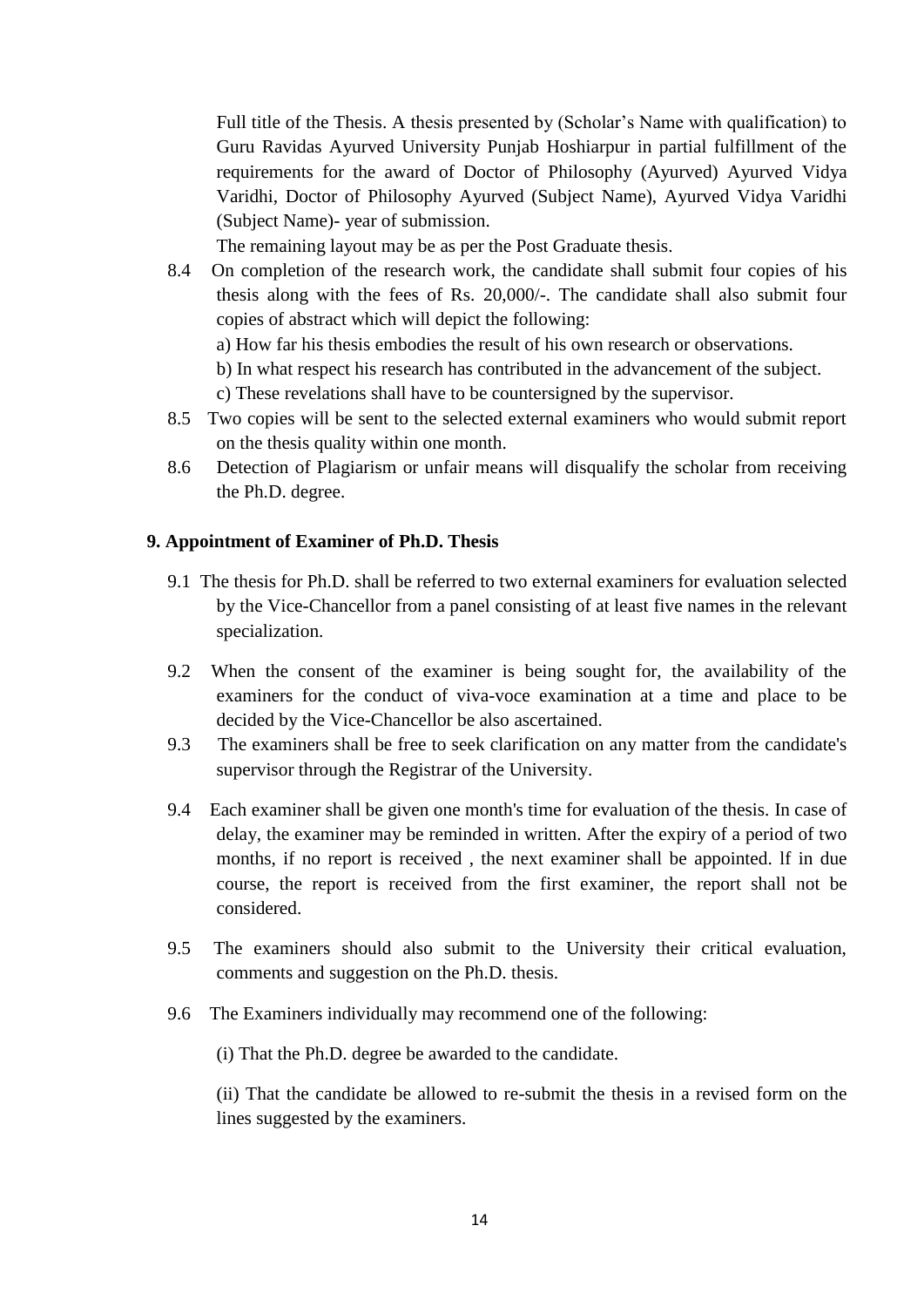Full title of the Thesis. A thesis presented by (Scholar's Name with qualification) to Guru Ravidas Ayurved University Punjab Hoshiarpur in partial fulfillment of the requirements for the award of Doctor of Philosophy (Ayurved) Ayurved Vidya Varidhi, Doctor of Philosophy Ayurved (Subject Name), Ayurved Vidya Varidhi (Subject Name)- year of submission.

The remaining layout may be as per the Post Graduate thesis.

8.4 On completion of the research work, the candidate shall submit four copies of his thesis along with the fees of Rs. 20,000/-. The candidate shall also submit four copies of abstract which will depict the following:

a) How far his thesis embodies the result of his own research or observations.

b) In what respect his research has contributed in the advancement of the subject.

c) These revelations shall have to be countersigned by the supervisor.

8.5 Two copies will be sent to the selected external examiners who would submit report on the thesis quality within one month.

8.6 Detection of Plagiarism or unfair means will disqualify the scholar from receiving the Ph.D. degree.

**9. Appointment of Examiner of Ph.D. Thesis**

9.1 The thesis for Ph.D. shall be referred to two external examiners for evaluation selected by the Vice-Chancellor from a panel consisting of at least five names in the relevant specialization.

9.2 When the consent of the examiner is being sought for, the availability of the examiners for the conduct of viva-voce examination at a time and place to be decided by the Vice-Chancellor be also ascertained.

9.3 The examiners shall be free to seek clarification on any matter from the candidate's supervisor through the Registrar of the University.

9.4 Each examiner shall be given one month's time for evaluation of the thesis. In case of delay, the examiner may be reminded in written. After the expiry of a period of two months, if no report is received , the next examiner shall be appointed. lf in due course, the report is received from the first examiner, the report shall not be considered.

9.5 The examiners should also submit to the University their critical evaluation, comments and suggestion on the Ph.D. thesis.

9.6 The Examiners individually may recommend one of the following:

(i) That the Ph.D. degree be awarded to the candidate.

(ii) That the candidate be allowed to re-submit the thesis in a revised form on the lines suggested by the examiners.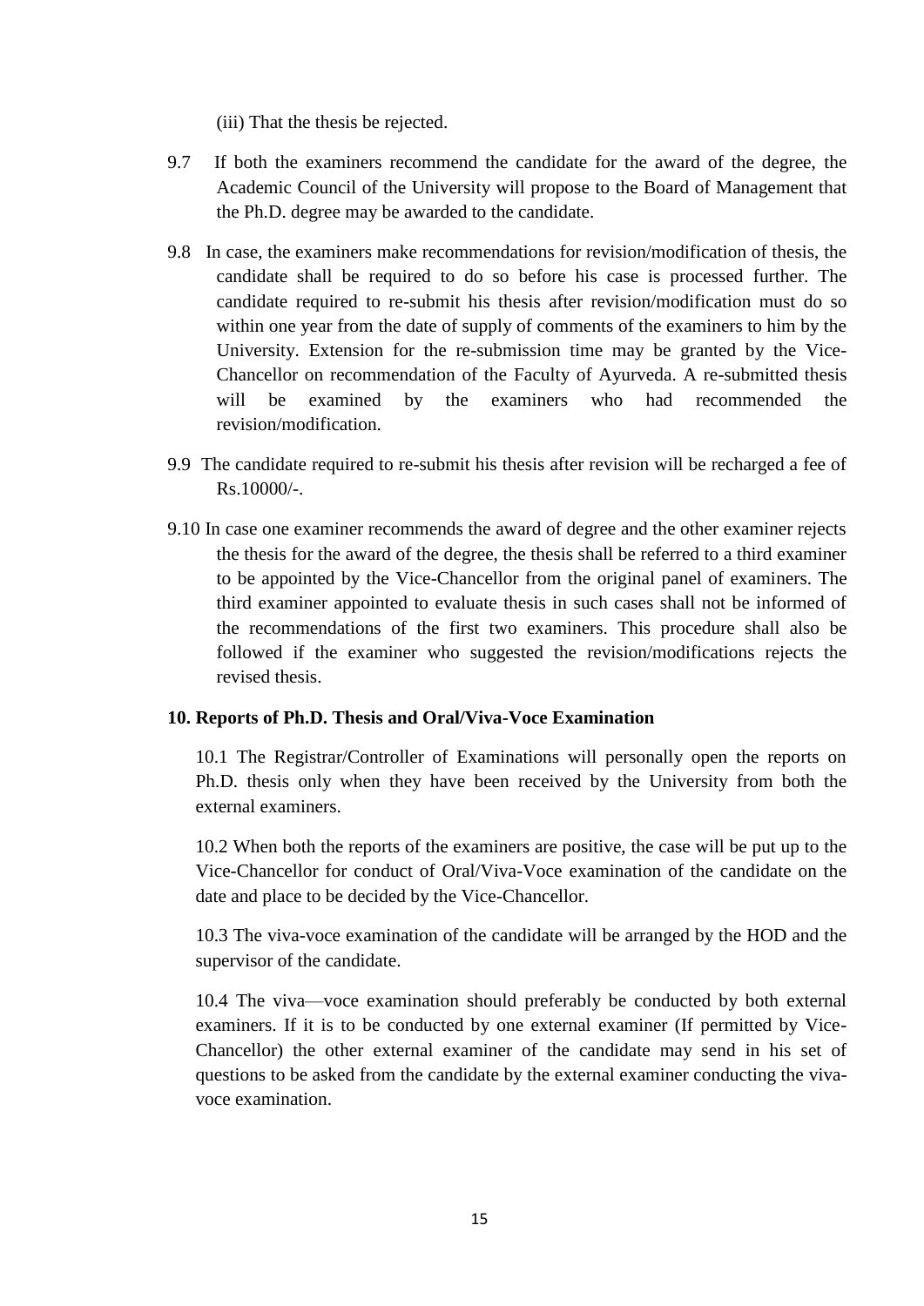(iii) That the thesis be rejected.

9.7 If both the examiners recommend the candidate for the award of the degree, the Academic Council of the University will propose to the Board of Management that the Ph.D. degree may be awarded to the candidate.

9.8 In case, the examiners make recommendations for revision/modification of thesis, the candidate shall be required to do so before his case is processed further. The candidate required to re-submit his thesis after revision/modification must do so within one year from the date of supply of comments of the examiners to him by the University. Extension for the re-submission time may be granted by the Vice-Chancellor on recommendation of the Faculty of Ayurveda. A re-submitted thesis will be examined by the examiners who had recommended the revision/modification.

9.9 The candidate required to re-submit his thesis after revision will be recharged a fee of Rs.10000/-.

9.10 In case one examiner recommends the award of degree and the other examiner rejects the thesis for the award of the degree, the thesis shall be referred to a third examiner to be appointed by the Vice-Chancellor from the original panel of examiners. The third examiner appointed to evaluate thesis in such cases shall not be informed of the recommendations of the first two examiners. This procedure shall also be followed if the examiner who suggested the revision/modifications rejects the revised thesis.

**10. Reports of Ph.D. Thesis and Oral/Viva-Voce Examination**

10.1 The Registrar/Controller of Examinations will personally open the reports on Ph.D. thesis only when they have been received by the University from both the external examiners.

10.2 When both the reports of the examiners are positive, the case will be put up to the Vice-Chancellor for conduct of Oral/Viva-Voce examination of the candidate on the date and place to be decided by the Vice-Chancellor.

10.3 The viva-voce examination of the candidate will be arranged by the HOD and the supervisor of the candidate.

10.4 The viva—voce examination should preferably be conducted by both external examiners. If it is to be conducted by one external examiner (If permitted by Vice-Chancellor) the other external examiner of the candidate may send in his set of questions to be asked from the candidate by the external examiner conducting the viva-voce examination.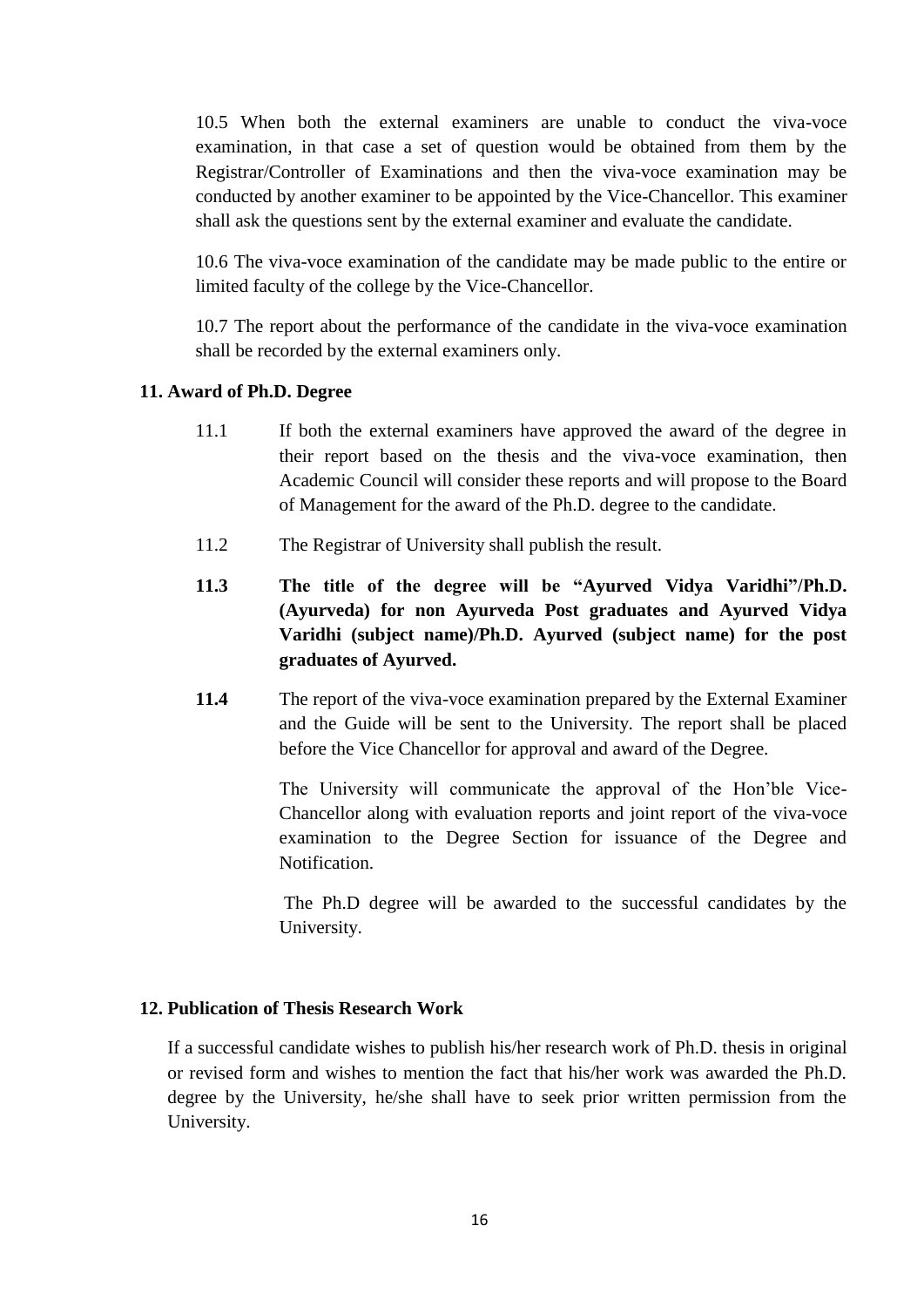10.5 When both the external examiners are unable to conduct the viva-voce examination, in that case a set of question would be obtained from them by the Registrar/Controller of Examinations and then the viva-voce examination may be conducted by another examiner to be appointed by the Vice-Chancellor. This examiner shall ask the questions sent by the external examiner and evaluate the candidate.

10.6 The viva-voce examination of the candidate may be made public to the entire or limited faculty of the college by the Vice-Chancellor.

10.7 The report about the performance of the candidate in the viva-voce examination shall be recorded by the external examiners only.

**11. Award of Ph.D. Degree**

11.1 If both the external examiners have approved the award of the degree in their report based on the thesis and the viva-voce examination, then Academic Council will consider these reports and will propose to the Board of Management for the award of the Ph.D. degree to the candidate.

11.2 The Registrar of University shall publish the result.

**11.3 The title of the degree will be "Ayurved Vidya Varidhi"/Ph.D. (Ayurveda) for non Ayurveda Post graduates and Ayurved Vidya Varidhi (subject name)/Ph.D. Ayurved (subject name) for the post graduates of Ayurved.**

**11.4** The report of the viva-voce examination prepared by the External Examiner and the Guide will be sent to the University. The report shall be placed before the Vice Chancellor for approval and award of the Degree.

The University will communicate the approval of the Hon'ble Vice-Chancellor along with evaluation reports and joint report of the viva-voce examination to the Degree Section for issuance of the Degree and Notification.

The Ph.D degree will be awarded to the successful candidates by the University.

**12. Publication of Thesis Research Work**

If a successful candidate wishes to publish his/her research work of Ph.D. thesis in original or revised form and wishes to mention the fact that his/her work was awarded the Ph.D. degree by the University, he/she shall have to seek prior written permission from the University.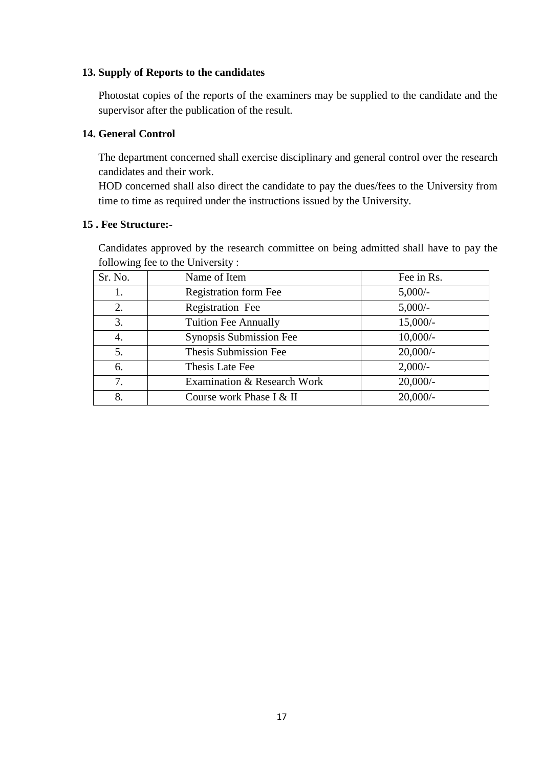### 13. Supply of Reports to the candidates

Photostat copies of the reports of the examiners may be supplied to the candidate and the supervisor after the publication of the result.

### 14. General Control

The department concerned shall exercise disciplinary and general control over the research candidates and their work.

HOD concerned shall also direct the candidate to pay the dues/fees to the University from time to time as required under the instructions issued by the University.

### 15 . Fee Structure:-

Candidates approved by the research committee on being admitted shall have to pay the following fee to the University :

| Sr. No. | Name of Item | Fee in Rs. |
|---|---|---|
| 1. | Registration form Fee | 5,000/- |
| 2. | Registration Fee | 5,000/- |
| 3. | Tuition Fee Annually | 15,000/- |
| 4. | Synopsis Submission Fee | 10,000/- |
| 5. | Thesis Submission Fee | 20,000/- |
| 6. | Thesis Late Fee | 2,000/- |
| 7. | Examination & Research Work | 20,000/- |
| 8. | Course work Phase I & II | 20,000/- |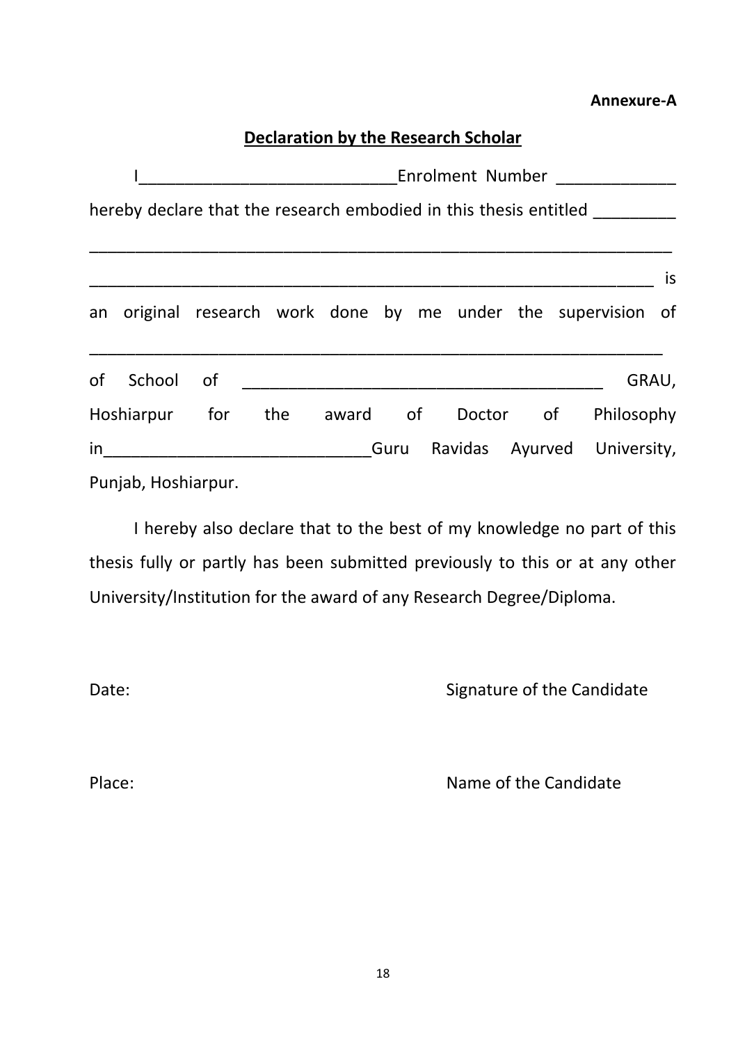**Annexure-A**

## Declaration by the Research Scholar

I____________________________Enrolment Number _____________ hereby declare that the research embodied in this thesis entitled _________ ________________________________________________________________ ______________________________________________________________ is an original research work done by me under the supervision of _______________________________________________________________ of School of _______________________________________ GRAU, Hoshiarpur for the award of Doctor of Philosophy in_____________________________Guru Ravidas Ayurved University, Punjab, Hoshiarpur.

I hereby also declare that to the best of my knowledge no part of this thesis fully or partly has been submitted previously to this or at any other University/Institution for the award of any Research Degree/Diploma.

Date: Signature of the Candidate

Place: Name of the Candidate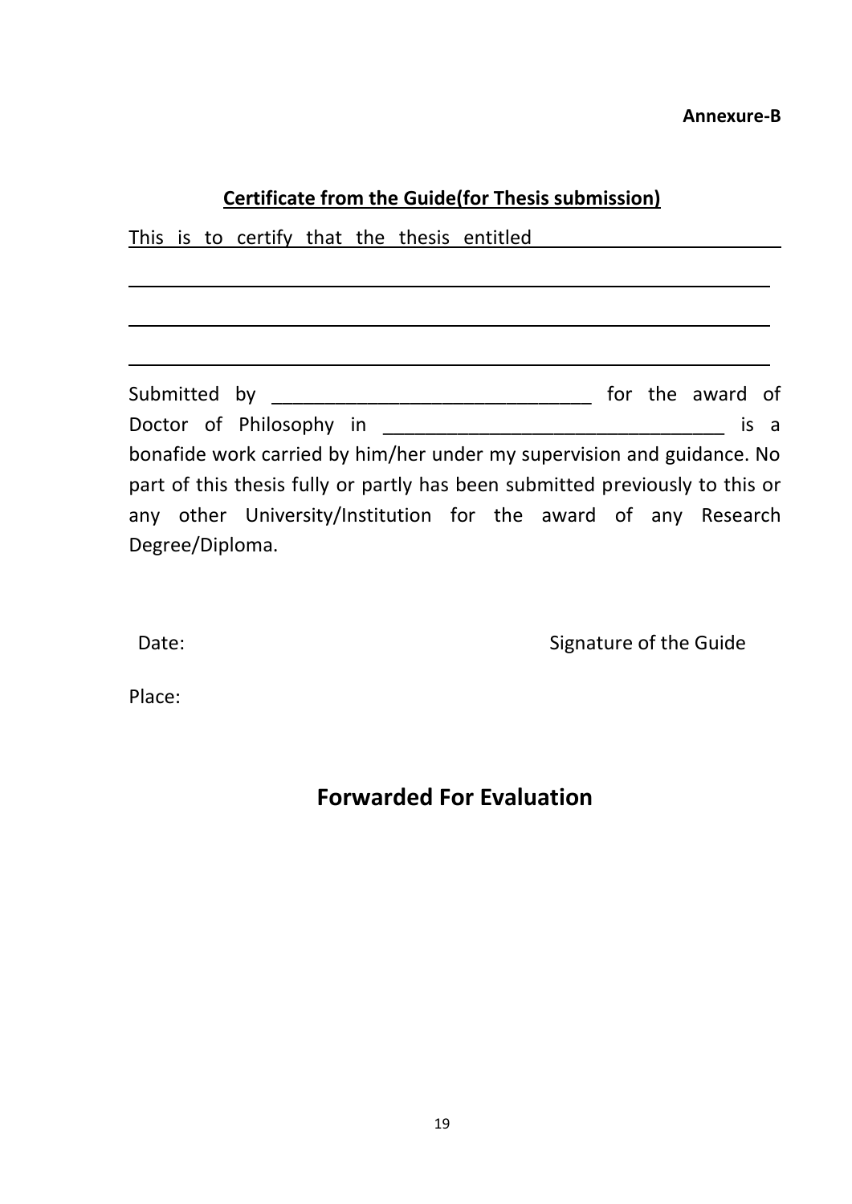**Annexure-B**

## Certificate from the Guide(for Thesis submission)

This is to certify that the thesis entitled ______________________

______________________________________________________________

______________________________________________________________

______________________________________________________________

Submitted by ______________________________ for the award of Doctor of Philosophy in ________________________________ is a bonafide work carried by him/her under my supervision and guidance. No part of this thesis fully or partly has been submitted previously to this or any other University/Institution for the award of any Research Degree/Diploma.

Date: Signature of the Guide

Place:

## Forwarded For Evaluation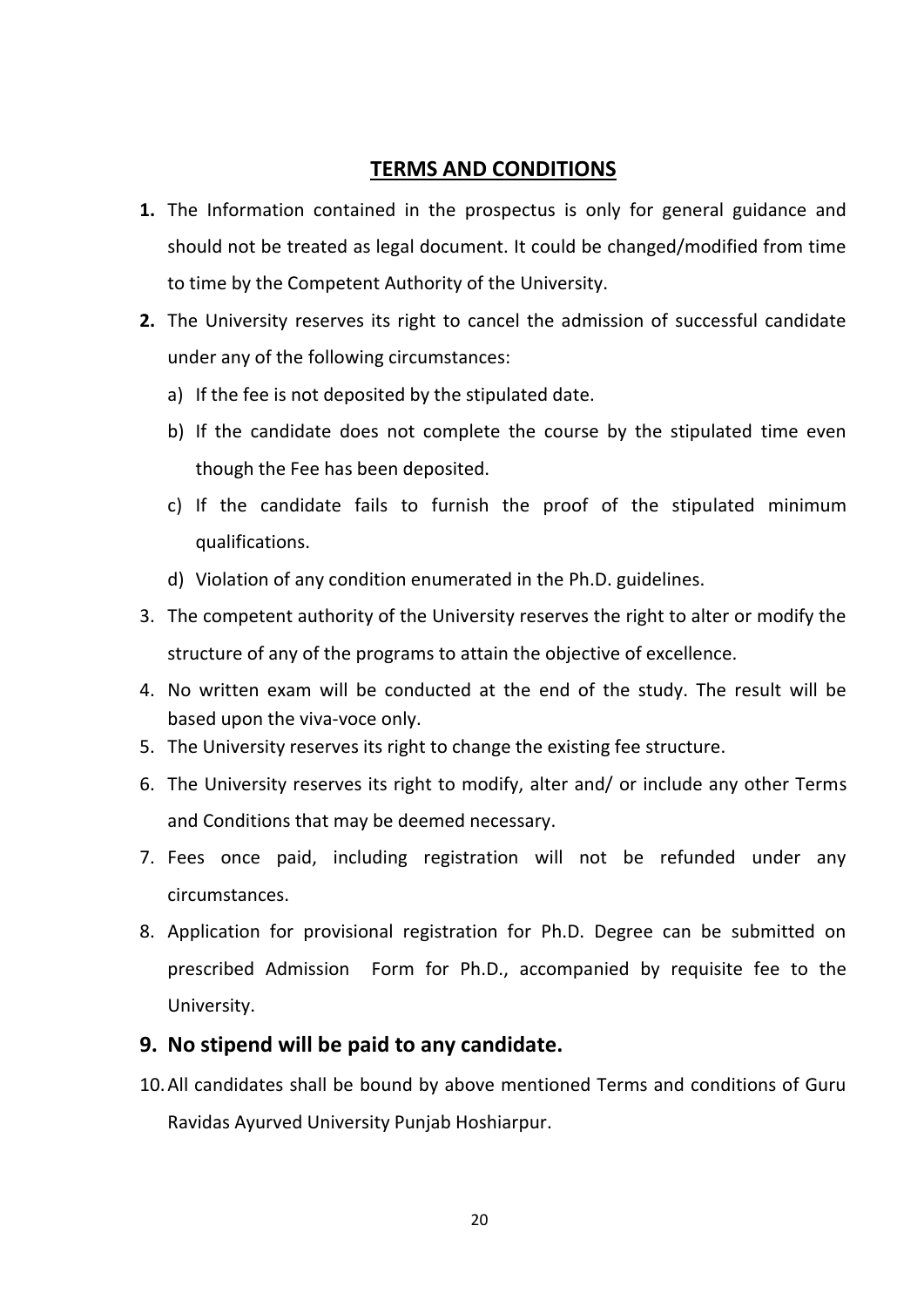## TERMS AND CONDITIONS

**1.** The Information contained in the prospectus is only for general guidance and should not be treated as legal document. It could be changed/modified from time to time by the Competent Authority of the University.

**2.** The University reserves its right to cancel the admission of successful candidate under any of the following circumstances:

   a) If the fee is not deposited by the stipulated date.

   b) If the candidate does not complete the course by the stipulated time even though the Fee has been deposited.

   c) If the candidate fails to furnish the proof of the stipulated minimum qualifications.

   d) Violation of any condition enumerated in the Ph.D. guidelines.

3. The competent authority of the University reserves the right to alter or modify the structure of any of the programs to attain the objective of excellence.

4. No written exam will be conducted at the end of the study. The result will be based upon the viva-voce only.

5. The University reserves its right to change the existing fee structure.

6. The University reserves its right to modify, alter and/ or include any other Terms and Conditions that may be deemed necessary.

7. Fees once paid, including registration will not be refunded under any circumstances.

8. Application for provisional registration for Ph.D. Degree can be submitted on prescribed Admission Form for Ph.D., accompanied by requisite fee to the University.

**9. No stipend will be paid to any candidate.**

10. All candidates shall be bound by above mentioned Terms and conditions of Guru Ravidas Ayurved University Punjab Hoshiarpur.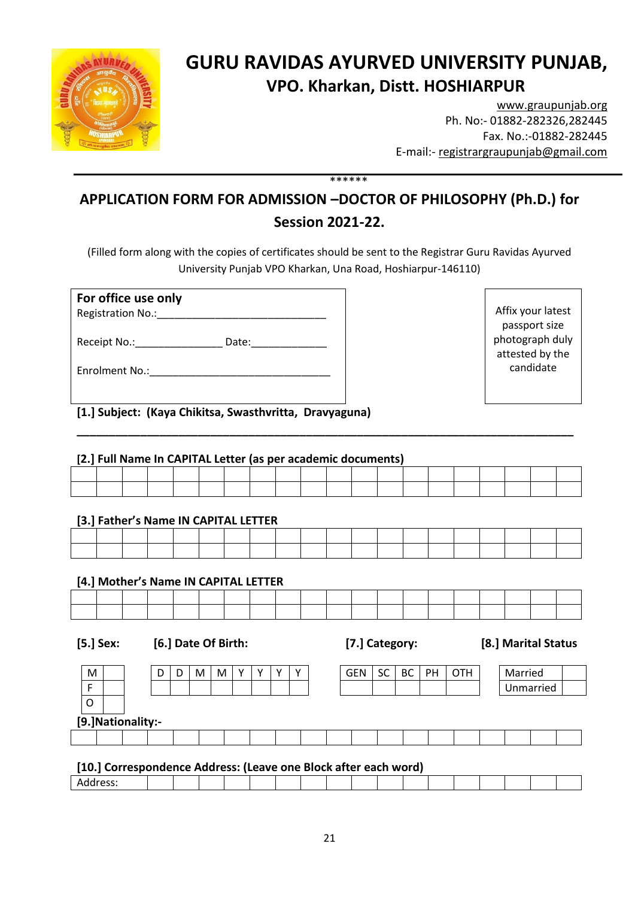# GURU RAVIDAS AYURVED UNIVERSITY PUNJAB,

## VPO. Kharkan, Distt. HOSHIARPUR

www.graupunjab.org
Ph. No:- 01882-282326,282445
Fax. No.:-01882-282445
E-mail:- registrargraupunjab@gmail.com

******

## APPLICATION FORM FOR ADMISSION –DOCTOR OF PHILOSOPHY (Ph.D.) for Session 2021-22.

(Filled form along with the copies of certificates should be sent to the Registrar Guru Ravidas Ayurved University Punjab VPO Kharkan, Una Road, Hoshiarpur-146110)

**For office use only**
Registration No.:_____________________________

Receipt No.:_______________ Date:_____________

Enrolment No.:_______________________________

Affix your latest passport size photograph duly attested by the candidate

**[1.] Subject: (Kaya Chikitsa, Swasthvritta, Dravyaguna)**

______________________________________________________________________________

**[2.] Full Name In CAPITAL Letter (as per academic documents)**

| | | | | | | | | | | | | | | | | | | | |
|---|---|---|---|---|---|---|---|---|---|---|---|---|---|---|---|---|---|---|---|
| | | | | | | | | | | | | | | | | | | | |

**[3.] Father's Name IN CAPITAL LETTER**

| | | | | | | | | | | | | | | | | | | | |
|---|---|---|---|---|---|---|---|---|---|---|---|---|---|---|---|---|---|---|---|
| | | | | | | | | | | | | | | | | | | | |

**[4.] Mother's Name IN CAPITAL LETTER**

| | | | | | | | | | | | | | | | | | | | |
|---|---|---|---|---|---|---|---|---|---|---|---|---|---|---|---|---|---|---|---|
| | | | | | | | | | | | | | | | | | | | |

**[5.] Sex:**

| M | |
|---|---|
| F | |
| O | |

**[6.] Date Of Birth:**

| D | D | M | M | Y | Y | Y | Y |
|---|---|---|---|---|---|---|---|
| | | | | | | | |

**[7.] Category:**

| GEN | SC | BC | PH | OTH |
|---|---|---|---|---|
| | | | | |

**[8.] Marital Status**

| Married | |
|---|---|
| Unmarried | |

**[9.]Nationality:-**

| | | | | | | | | | | | | | | | | | | | |
|---|---|---|---|---|---|---|---|---|---|---|---|---|---|---|---|---|---|---|---|

**[10.] Correspondence Address: (Leave one Block after each word)**

| Address: | | | | | | | | | | | | | | | | | |
|---|---|---|---|---|---|---|---|---|---|---|---|---|---|---|---|---|---|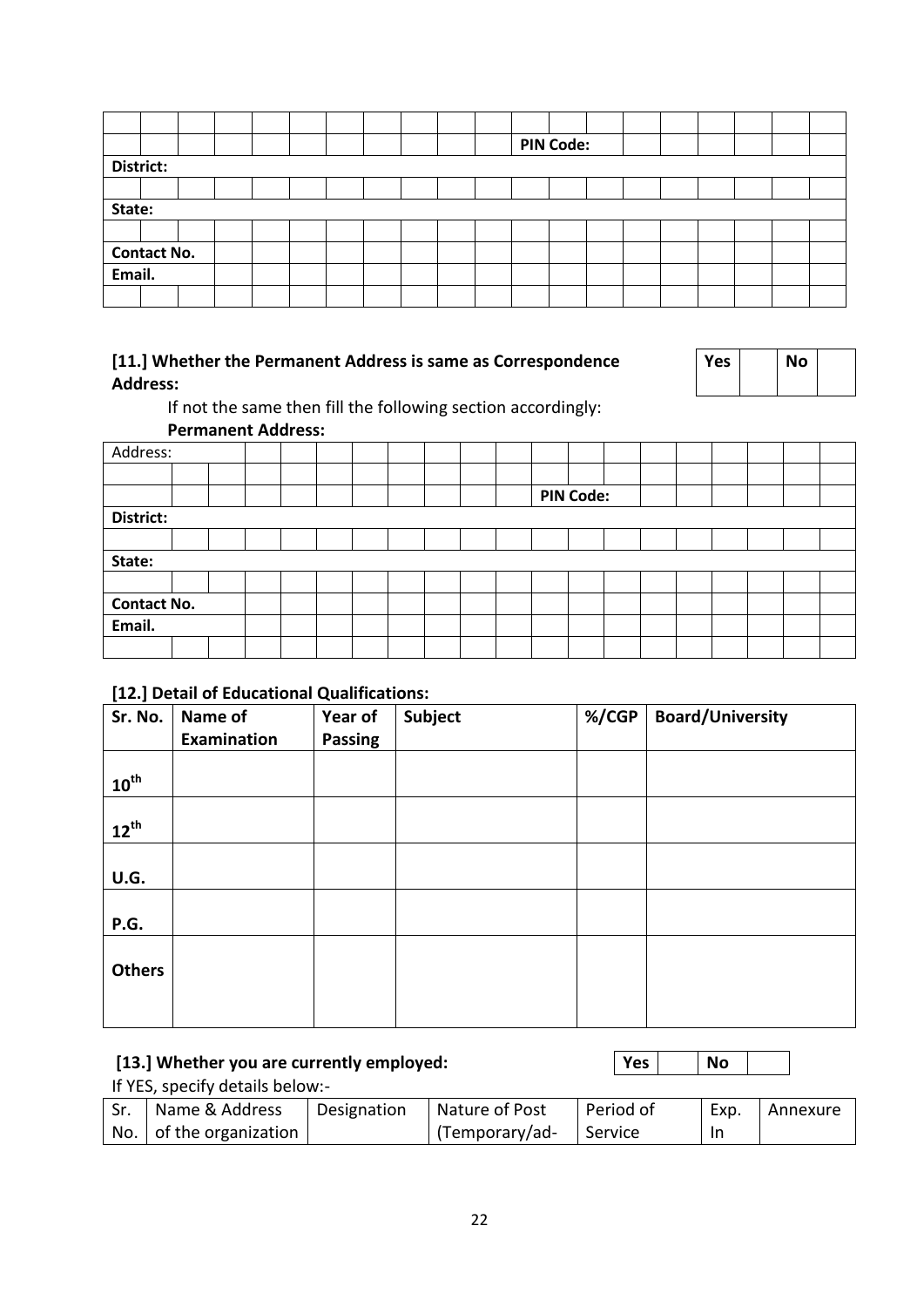| | | | | | | | | | | | | | | | | | | | |
|---|---|---|---|---|---|---|---|---|---|---|---|---|---|---|---|---|---|---|---|
| | | | | | | | | | | | | | | | | | | | |
| | | | | | | | | | | | **PIN Code:** | | | | | | | | |
| **District:** | | | | | | | | | | | | | | | | | | | |
| | | | | | | | | | | | | | | | | | | | |
| **State:** | | | | | | | | | | | | | | | | | | | |
| | | | | | | | | | | | | | | | | | | | |
| **Contact No.** | | | | | | | | | | | | | | | | | | | |
| **Email.** | | | | | | | | | | | | | | | | | | | |
| | | | | | | | | | | | | | | | | | | | |

**[11.] Whether the Permanent Address is same as Correspondence Address:**

| Yes | | No | |
|---|---|---|---|

If not the same then fill the following section accordingly:

**Permanent Address:**

| | | | | | | | | | | | | | | | | | | | |
|---|---|---|---|---|---|---|---|---|---|---|---|---|---|---|---|---|---|---|---|
| Address: | | | | | | | | | | | | | | | | | | | |
| | | | | | | | | | | | | | | | | | | | |
| | | | | | | | | | | | **PIN Code:** | | | | | | | | |
| **District:** | | | | | | | | | | | | | | | | | | | |
| | | | | | | | | | | | | | | | | | | | |
| **State:** | | | | | | | | | | | | | | | | | | | |
| | | | | | | | | | | | | | | | | | | | |
| **Contact No.** | | | | | | | | | | | | | | | | | | | |
| **Email.** | | | | | | | | | | | | | | | | | | | |
| | | | | | | | | | | | | | | | | | | | |

**[12.] Detail of Educational Qualifications:**

| Sr. No. | Name of Examination | Year of Passing | Subject | %/CGP | Board/University |
|---|---|---|---|---|---|
| $10^{th}$ | | | | | |
| $12^{th}$ | | | | | |
| U.G. | | | | | |
| P.G. | | | | | |
| Others | | | | | |

**[13.] Whether you are currently employed:**

| Yes | | No | |
|---|---|---|---|

If YES, specify details below:-

| Sr. No. | Name & Address of the organization | Designation | Nature of Post (Temporary/ad- | Period of Service | Exp. In | Annexure |
|---|---|---|---|---|---|---|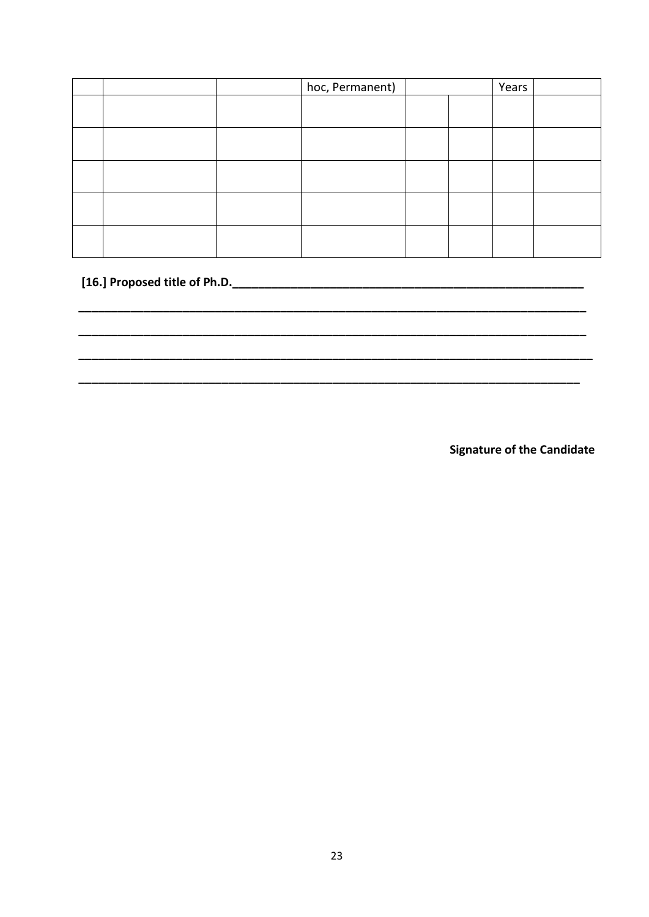| | | | hoc, Permanent) | | | Years | |
|---|---|---|---|---|---|---|---|
| | | | | | | | |
| | | | | | | | |
| | | | | | | | |
| | | | | | | | |
| | | | | | | | |

**[16.] Proposed title of Ph.D.**______________________________________________________

______________________________________________________________________________

______________________________________________________________________________

______________________________________________________________________________

______________________________________________________________________________

**Signature of the Candidate**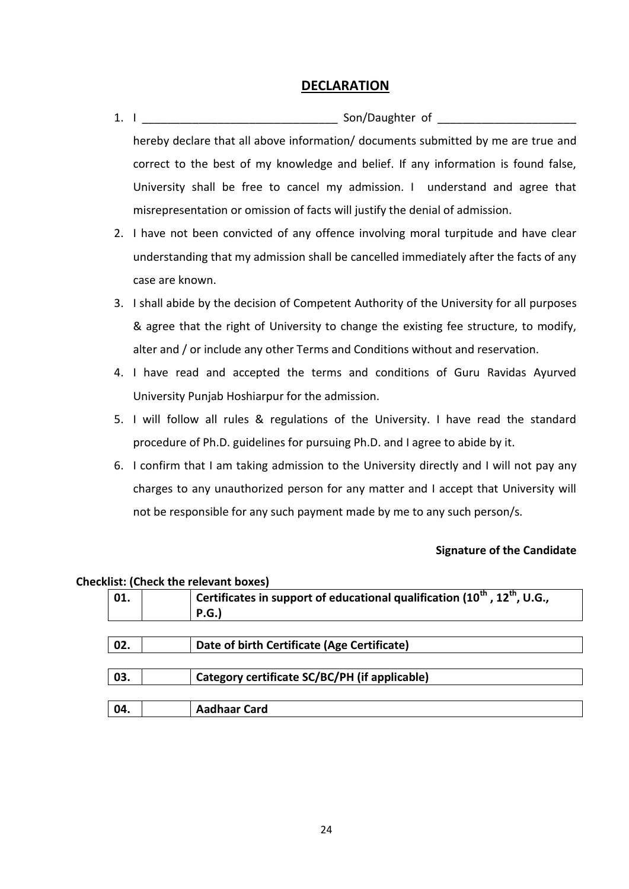## DECLARATION

1. I ______________________________ Son/Daughter of _____________________ hereby declare that all above information/ documents submitted by me are true and correct to the best of my knowledge and belief. If any information is found false, University shall be free to cancel my admission. I understand and agree that misrepresentation or omission of facts will justify the denial of admission.
2. I have not been convicted of any offence involving moral turpitude and have clear understanding that my admission shall be cancelled immediately after the facts of any case are known.
3. I shall abide by the decision of Competent Authority of the University for all purposes & agree that the right of University to change the existing fee structure, to modify, alter and / or include any other Terms and Conditions without and reservation.
4. I have read and accepted the terms and conditions of Guru Ravidas Ayurved University Punjab Hoshiarpur for the admission.
5. I will follow all rules & regulations of the University. I have read the standard procedure of Ph.D. guidelines for pursuing Ph.D. and I agree to abide by it.
6. I confirm that I am taking admission to the University directly and I will not pay any charges to any unauthorized person for any matter and I accept that University will not be responsible for any such payment made by me to any such person/s.

**Signature of the Candidate**

**Checklist: (Check the relevant boxes)**

| | | |
|---|---|---|
| **01.** | | **Certificates in support of educational qualification (10th , 12th, U.G., P.G.)** |
| **02.** | | **Date of birth Certificate (Age Certificate)** |
| **03.** | | **Category certificate SC/BC/PH (if applicable)** |
| **04.** | | **Aadhaar Card** |